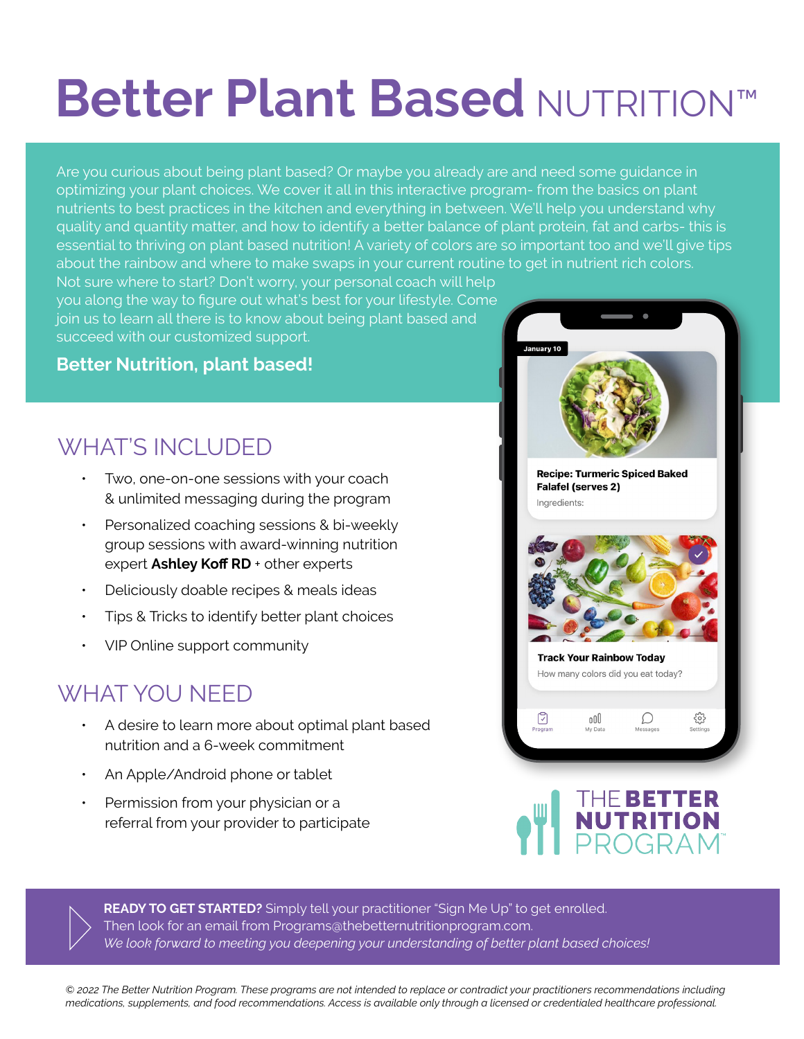# Better Plant Based NUTRITION™

Are you curious about being plant based? Or maybe you already are and need some guidance in optimizing your plant choices. We cover it all in this interactive program- from the basics on plant nutrients to best practices in the kitchen and everything in between. We'll help you understand why quality and quantity matter, and how to identify a better balance of plant protein, fat and carbs- this is essential to thriving on plant based nutrition! A variety of colors are so important too and we'll give tips about the rainbow and where to make swaps in your current routine to get in nutrient rich colors. Not sure where to start? Don't worry, your personal coach will help you along the way to figure out what's best for your lifestyle. Come join us to learn all there is to know about being plant based and succeed with our customized support.

**Better Nutrition, plant based!**

## WHAT'S INCLUDED

- Two, one-on-one sessions with your coach & unlimited messaging during the program
- Personalized coaching sessions & bi-weekly group sessions with award-winning nutrition expert **Ashley Koff RD** + other experts
- Deliciously doable recipes & meals ideas
- Tips & Tricks to identify better plant choices
- VIP Online support community

## WHAT YOU NEED

- A desire to learn more about optimal plant based nutrition and a 6-week commitment
- An Apple/Android phone or tablet
- Permission from your physician or a referral from your provider to participate

January 10

**Recipe: Turmeric Spiced Baked Falafel (serves 2)**

Ingredients:

**Track Your Rainbow Today**

How many colors did you eat today?

Program | My Data | Messages | Settings

THE **BETTER NUTRITION** PROGRAM™

**READY TO GET STARTED?** Simply tell your practitioner "Sign Me Up" to get enrolled. Then look for an email from Programs@thebetternutritionprogram.com.
*We look forward to meeting you deepening your understanding of better plant based choices!*

*© 2022 The Better Nutrition Program. These programs are not intended to replace or contradict your practitioners recommendations including medications, supplements, and food recommendations. Access is available only through a licensed or credentialed healthcare professional.*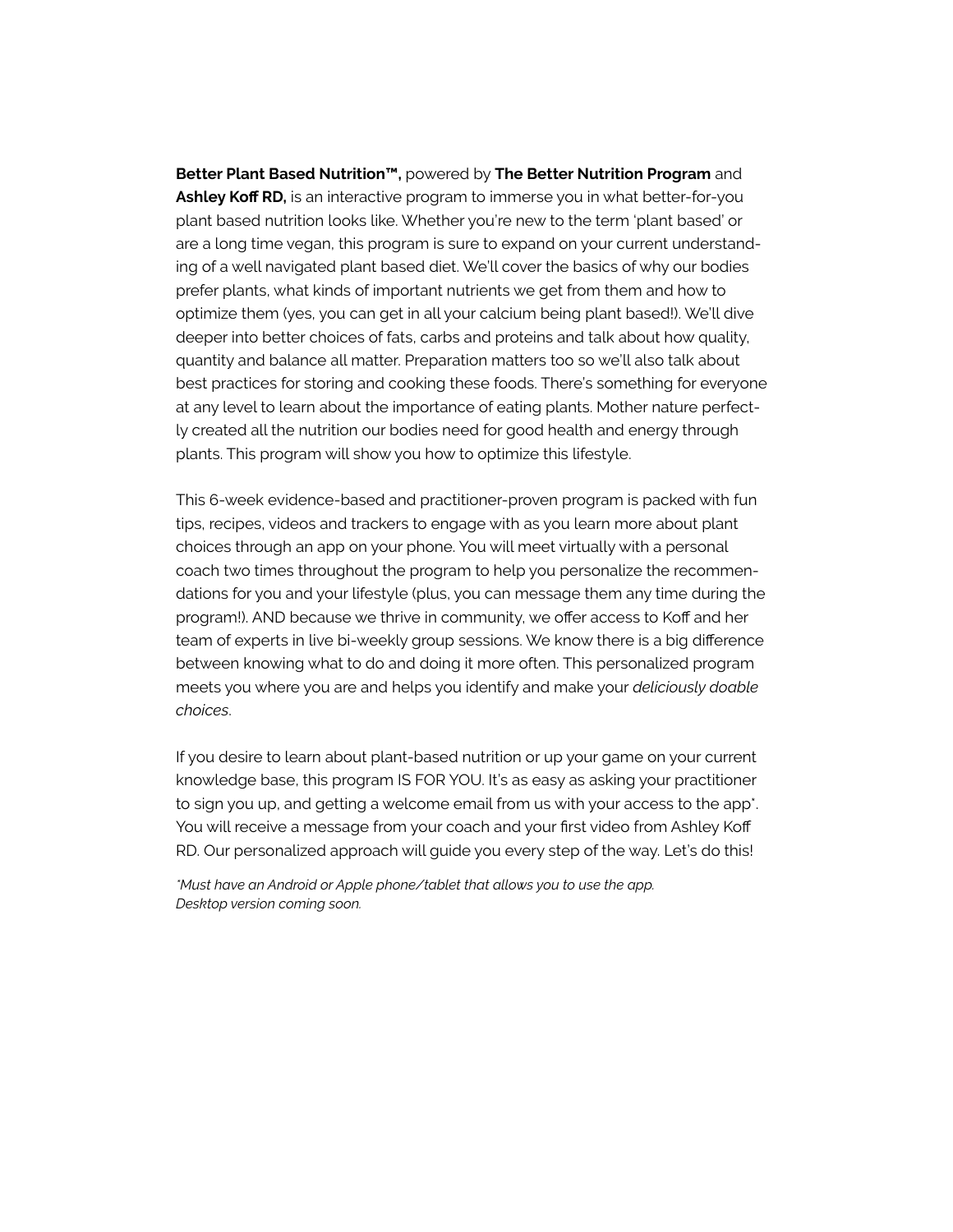**Better Plant Based Nutrition™,** powered by **The Better Nutrition Program** and **Ashley Koff RD,** is an interactive program to immerse you in what better-for-you plant based nutrition looks like. Whether you're new to the term 'plant based' or are a long time vegan, this program is sure to expand on your current understanding of a well navigated plant based diet. We'll cover the basics of why our bodies prefer plants, what kinds of important nutrients we get from them and how to optimize them (yes, you can get in all your calcium being plant based!). We'll dive deeper into better choices of fats, carbs and proteins and talk about how quality, quantity and balance all matter. Preparation matters too so we'll also talk about best practices for storing and cooking these foods. There's something for everyone at any level to learn about the importance of eating plants. Mother nature perfectly created all the nutrition our bodies need for good health and energy through plants. This program will show you how to optimize this lifestyle.

This 6-week evidence-based and practitioner-proven program is packed with fun tips, recipes, videos and trackers to engage with as you learn more about plant choices through an app on your phone. You will meet virtually with a personal coach two times throughout the program to help you personalize the recommendations for you and your lifestyle (plus, you can message them any time during the program!). AND because we thrive in community, we offer access to Koff and her team of experts in live bi-weekly group sessions. We know there is a big difference between knowing what to do and doing it more often. This personalized program meets you where you are and helps you identify and make your *deliciously doable choices*.

If you desire to learn about plant-based nutrition or up your game on your current knowledge base, this program IS FOR YOU. It's as easy as asking your practitioner to sign you up, and getting a welcome email from us with your access to the app*. You will receive a message from your coach and your first video from Ashley Koff RD. Our personalized approach will guide you every step of the way. Let's do this!

*\*Must have an Android or Apple phone/tablet that allows you to use the app. Desktop version coming soon.*